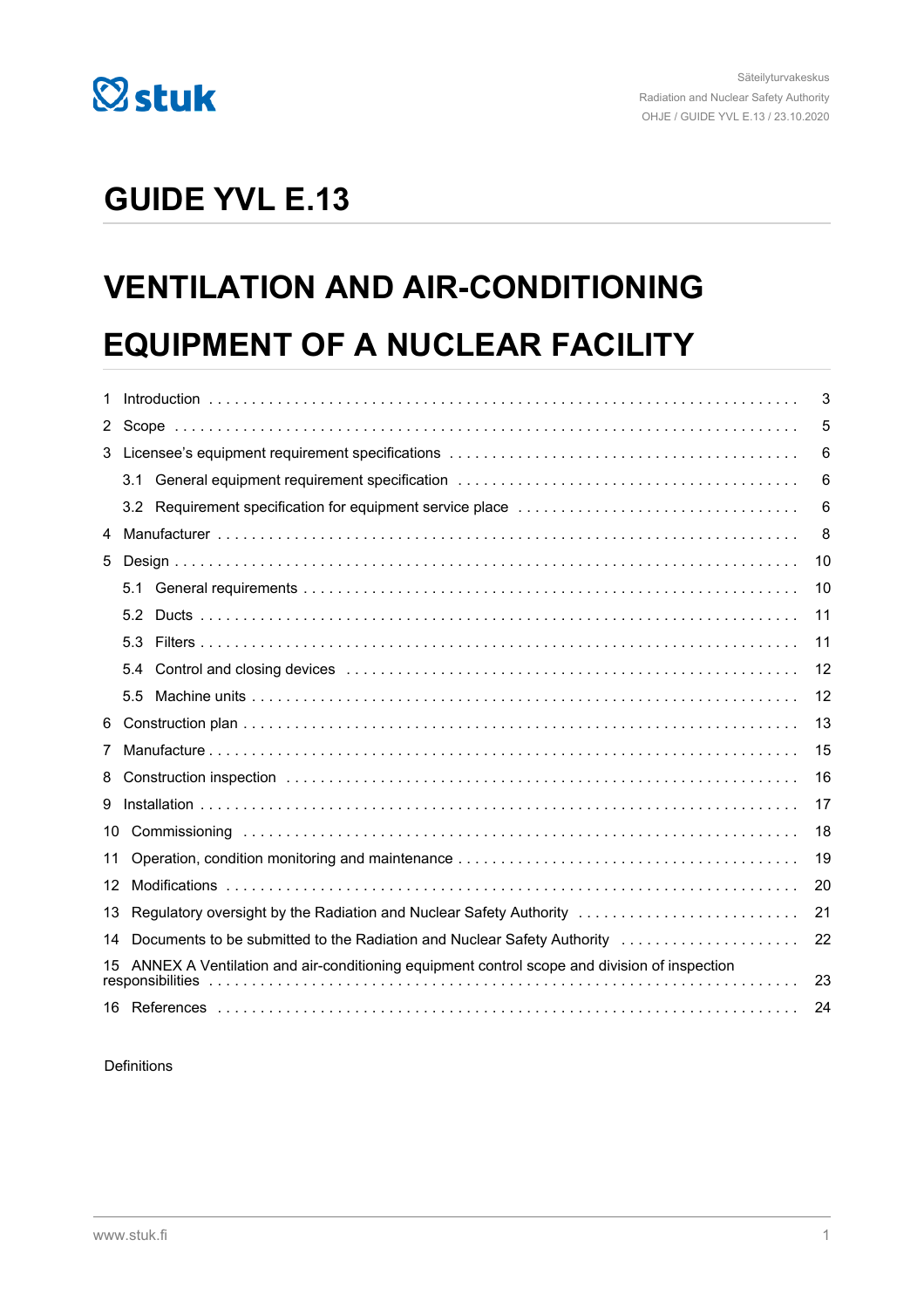Säteilyturvakeskus
Radiation and Nuclear Safety Authority
OHJE / GUIDE YVL E.13 / 23.10.2020

# GUIDE YVL E.13

# VENTILATION AND AIR-CONDITIONING EQUIPMENT OF A NUCLEAR FACILITY

1 Introduction . . . 3
2 Scope . . . 5
3 Licensee's equipment requirement specifications . . . 6
- 3.1 General equipment requirement specification . . . 6
- 3.2 Requirement specification for equipment service place . . . 6

4 Manufacturer . . . 8
5 Design . . . 10
- 5.1 General requirements . . . 10
- 5.2 Ducts . . . 11
- 5.3 Filters . . . 11
- 5.4 Control and closing devices . . . 12
- 5.5 Machine units . . . 12

6 Construction plan . . . 13
7 Manufacture . . . 15
8 Construction inspection . . . 16
9 Installation . . . 17
10 Commissioning . . . 18
11 Operation, condition monitoring and maintenance . . . 19
12 Modifications . . . 20
13 Regulatory oversight by the Radiation and Nuclear Safety Authority . . . 21
14 Documents to be submitted to the Radiation and Nuclear Safety Authority . . . 22
15 ANNEX A Ventilation and air-conditioning equipment control scope and division of inspection responsibilities . . . 23
16 References . . . 24

Definitions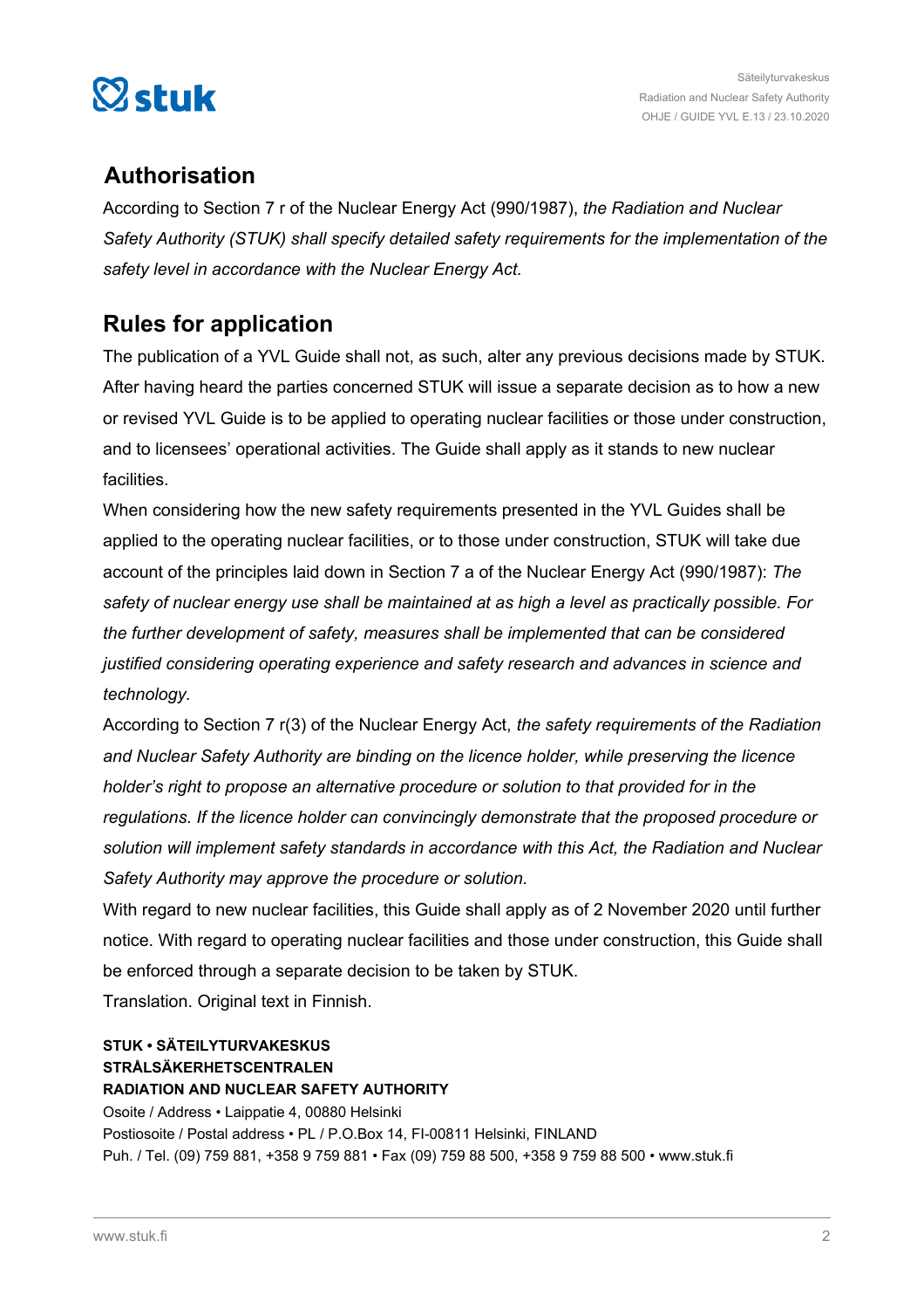## Authorisation

According to Section 7 r of the Nuclear Energy Act (990/1987), *the Radiation and Nuclear Safety Authority (STUK) shall specify detailed safety requirements for the implementation of the safety level in accordance with the Nuclear Energy Act.*

## Rules for application

The publication of a YVL Guide shall not, as such, alter any previous decisions made by STUK. After having heard the parties concerned STUK will issue a separate decision as to how a new or revised YVL Guide is to be applied to operating nuclear facilities or those under construction, and to licensees' operational activities. The Guide shall apply as it stands to new nuclear facilities.

When considering how the new safety requirements presented in the YVL Guides shall be applied to the operating nuclear facilities, or to those under construction, STUK will take due account of the principles laid down in Section 7 a of the Nuclear Energy Act (990/1987): *The safety of nuclear energy use shall be maintained at as high a level as practically possible. For the further development of safety, measures shall be implemented that can be considered justified considering operating experience and safety research and advances in science and technology.*

According to Section 7 r(3) of the Nuclear Energy Act, *the safety requirements of the Radiation and Nuclear Safety Authority are binding on the licence holder, while preserving the licence holder's right to propose an alternative procedure or solution to that provided for in the regulations. If the licence holder can convincingly demonstrate that the proposed procedure or solution will implement safety standards in accordance with this Act, the Radiation and Nuclear Safety Authority may approve the procedure or solution.*

With regard to new nuclear facilities, this Guide shall apply as of 2 November 2020 until further notice. With regard to operating nuclear facilities and those under construction, this Guide shall be enforced through a separate decision to be taken by STUK.

Translation. Original text in Finnish.

**STUK • SÄTEILYTURVAKESKUS**
**STRÅLSÄKERHETSCENTRALEN**
**RADIATION AND NUCLEAR SAFETY AUTHORITY**
Osoite / Address • Laippatie 4, 00880 Helsinki
Postiosoite / Postal address • PL / P.O.Box 14, FI-00811 Helsinki, FINLAND
Puh. / Tel. (09) 759 881, +358 9 759 881 • Fax (09) 759 88 500, +358 9 759 88 500 • www.stuk.fi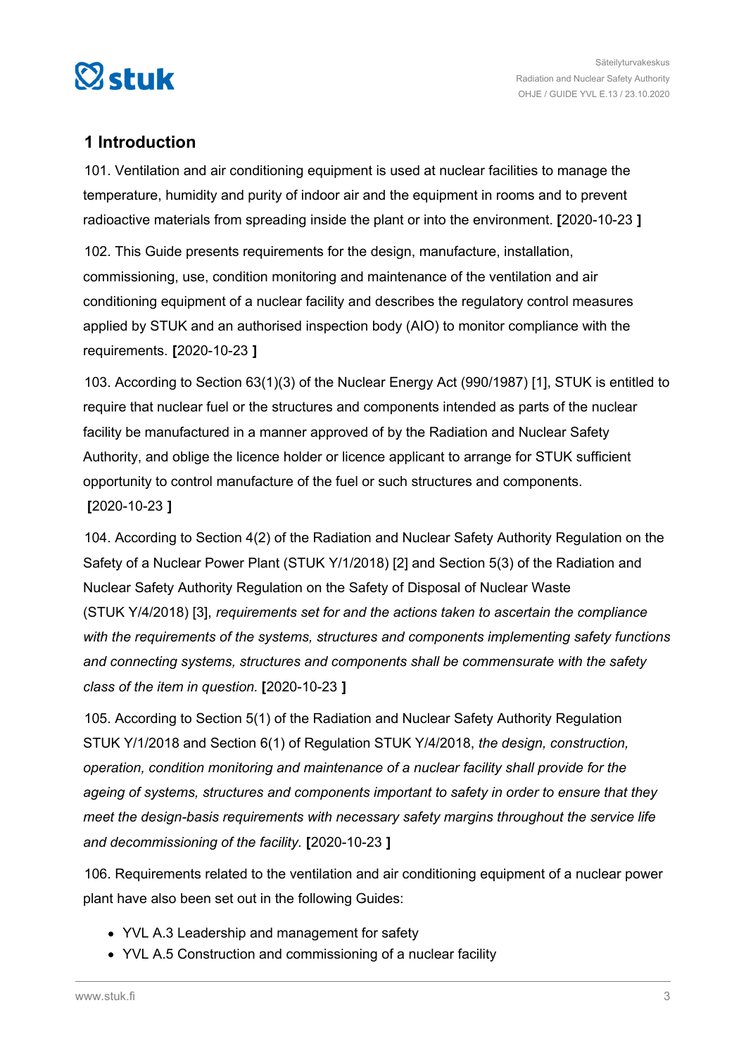## 1 Introduction

101. Ventilation and air conditioning equipment is used at nuclear facilities to manage the temperature, humidity and purity of indoor air and the equipment in rooms and to prevent radioactive materials from spreading inside the plant or into the environment. **[**2020-10-23 **]**

102. This Guide presents requirements for the design, manufacture, installation, commissioning, use, condition monitoring and maintenance of the ventilation and air conditioning equipment of a nuclear facility and describes the regulatory control measures applied by STUK and an authorised inspection body (AIO) to monitor compliance with the requirements. **[**2020-10-23 **]**

103. According to Section 63(1)(3) of the Nuclear Energy Act (990/1987) [1], STUK is entitled to require that nuclear fuel or the structures and components intended as parts of the nuclear facility be manufactured in a manner approved of by the Radiation and Nuclear Safety Authority, and oblige the licence holder or licence applicant to arrange for STUK sufficient opportunity to control manufacture of the fuel or such structures and components. **[**2020-10-23 **]**

104. According to Section 4(2) of the Radiation and Nuclear Safety Authority Regulation on the Safety of a Nuclear Power Plant (STUK Y/1/2018) [2] and Section 5(3) of the Radiation and Nuclear Safety Authority Regulation on the Safety of Disposal of Nuclear Waste (STUK Y/4/2018) [3], *requirements set for and the actions taken to ascertain the compliance with the requirements of the systems, structures and components implementing safety functions and connecting systems, structures and components shall be commensurate with the safety class of the item in question.* **[**2020-10-23 **]**

105. According to Section 5(1) of the Radiation and Nuclear Safety Authority Regulation STUK Y/1/2018 and Section 6(1) of Regulation STUK Y/4/2018, *the design, construction, operation, condition monitoring and maintenance of a nuclear facility shall provide for the ageing of systems, structures and components important to safety in order to ensure that they meet the design-basis requirements with necessary safety margins throughout the service life and decommissioning of the facility.* **[**2020-10-23 **]**

106. Requirements related to the ventilation and air conditioning equipment of a nuclear power plant have also been set out in the following Guides:

- YVL A.3 Leadership and management for safety
- YVL A.5 Construction and commissioning of a nuclear facility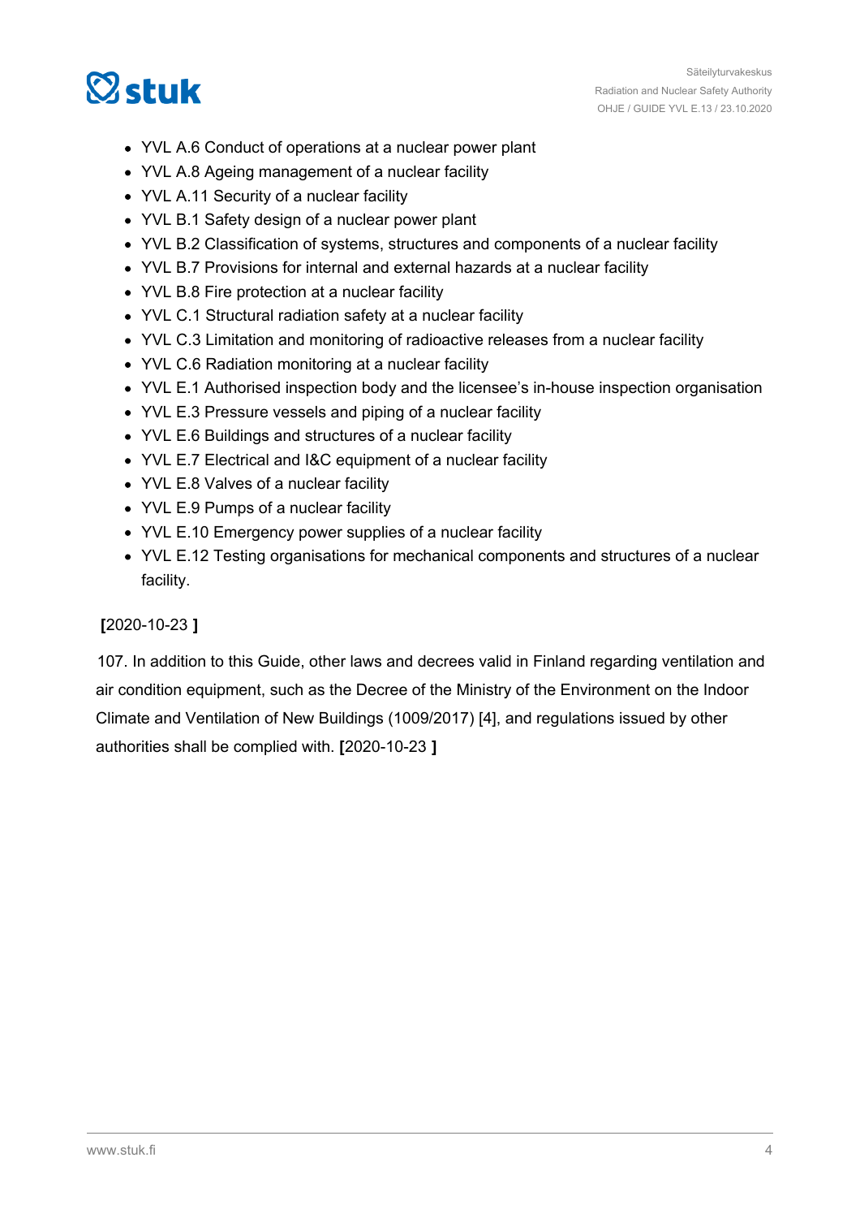- YVL A.6 Conduct of operations at a nuclear power plant
- YVL A.8 Ageing management of a nuclear facility
- YVL A.11 Security of a nuclear facility
- YVL B.1 Safety design of a nuclear power plant
- YVL B.2 Classification of systems, structures and components of a nuclear facility
- YVL B.7 Provisions for internal and external hazards at a nuclear facility
- YVL B.8 Fire protection at a nuclear facility
- YVL C.1 Structural radiation safety at a nuclear facility
- YVL C.3 Limitation and monitoring of radioactive releases from a nuclear facility
- YVL C.6 Radiation monitoring at a nuclear facility
- YVL E.1 Authorised inspection body and the licensee's in-house inspection organisation
- YVL E.3 Pressure vessels and piping of a nuclear facility
- YVL E.6 Buildings and structures of a nuclear facility
- YVL E.7 Electrical and I&C equipment of a nuclear facility
- YVL E.8 Valves of a nuclear facility
- YVL E.9 Pumps of a nuclear facility
- YVL E.10 Emergency power supplies of a nuclear facility
- YVL E.12 Testing organisations for mechanical components and structures of a nuclear facility.

**[**2020-10-23 **]**

107. In addition to this Guide, other laws and decrees valid in Finland regarding ventilation and air condition equipment, such as the Decree of the Ministry of the Environment on the Indoor Climate and Ventilation of New Buildings (1009/2017) [4], and regulations issued by other authorities shall be complied with. **[**2020-10-23 **]**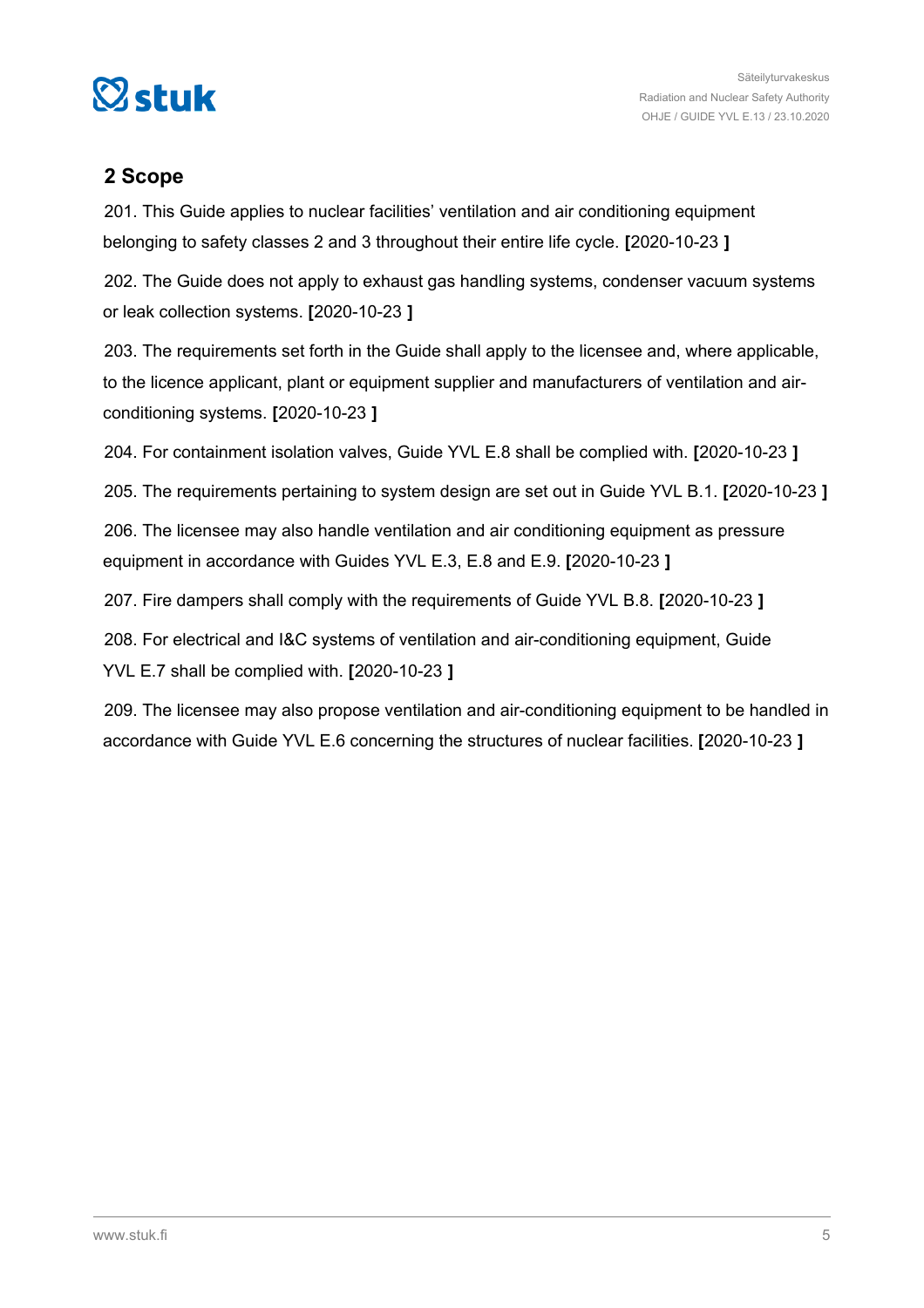## 2 Scope

201. This Guide applies to nuclear facilities' ventilation and air conditioning equipment belonging to safety classes 2 and 3 throughout their entire life cycle. **[**2020-10-23 **]**

202. The Guide does not apply to exhaust gas handling systems, condenser vacuum systems or leak collection systems. **[**2020-10-23 **]**

203. The requirements set forth in the Guide shall apply to the licensee and, where applicable, to the licence applicant, plant or equipment supplier and manufacturers of ventilation and air-conditioning systems. **[**2020-10-23 **]**

204. For containment isolation valves, Guide YVL E.8 shall be complied with. **[**2020-10-23 **]**

205. The requirements pertaining to system design are set out in Guide YVL B.1. **[**2020-10-23 **]**

206. The licensee may also handle ventilation and air conditioning equipment as pressure equipment in accordance with Guides YVL E.3, E.8 and E.9. **[**2020-10-23 **]**

207. Fire dampers shall comply with the requirements of Guide YVL B.8. **[**2020-10-23 **]**

208. For electrical and I&C systems of ventilation and air-conditioning equipment, Guide YVL E.7 shall be complied with. **[**2020-10-23 **]**

209. The licensee may also propose ventilation and air-conditioning equipment to be handled in accordance with Guide YVL E.6 concerning the structures of nuclear facilities. **[**2020-10-23 **]**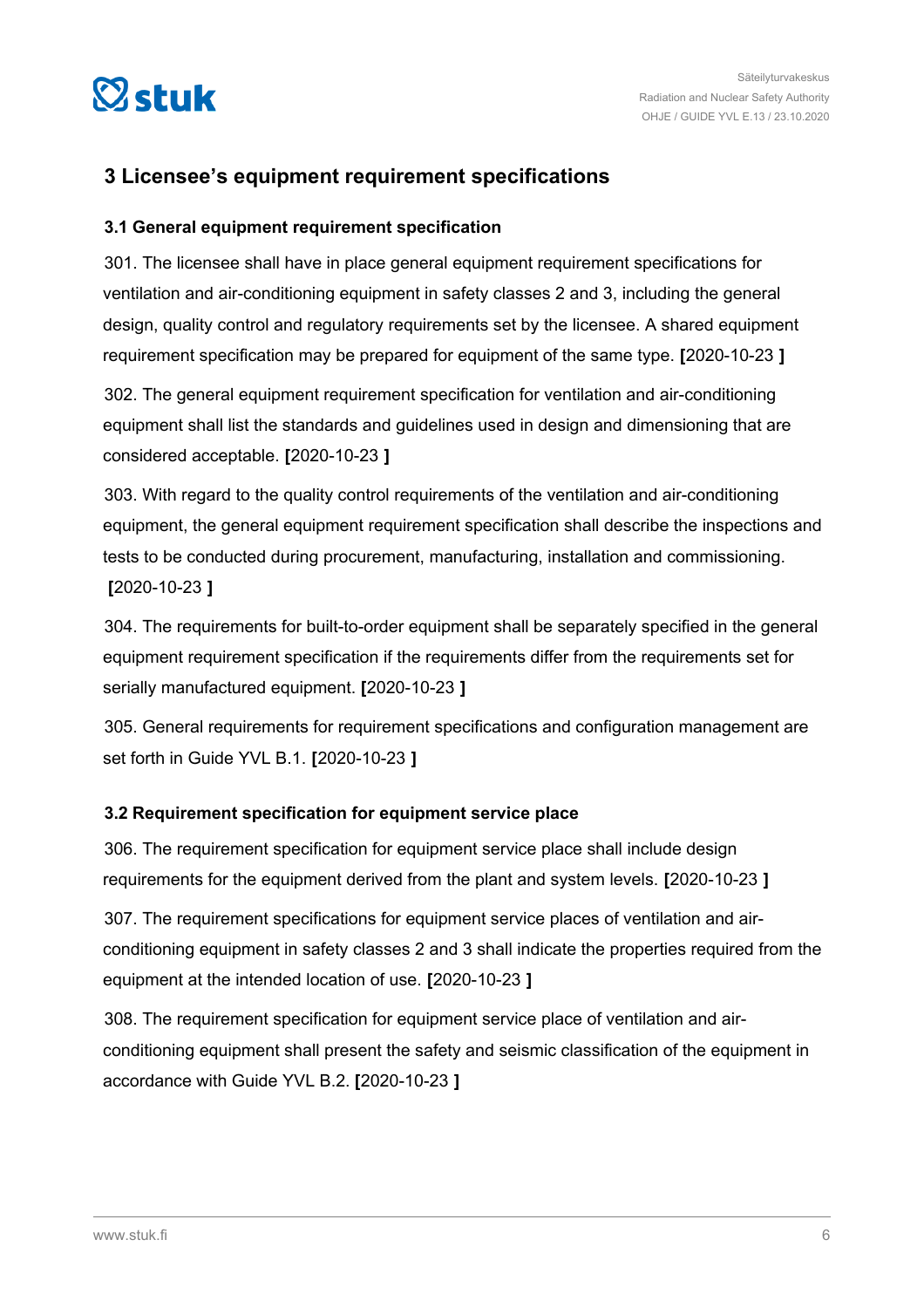## 3 Licensee's equipment requirement specifications

### 3.1 General equipment requirement specification

301. The licensee shall have in place general equipment requirement specifications for ventilation and air-conditioning equipment in safety classes 2 and 3, including the general design, quality control and regulatory requirements set by the licensee. A shared equipment requirement specification may be prepared for equipment of the same type. **[**2020-10-23 **]**

302. The general equipment requirement specification for ventilation and air-conditioning equipment shall list the standards and guidelines used in design and dimensioning that are considered acceptable. **[**2020-10-23 **]**

303. With regard to the quality control requirements of the ventilation and air-conditioning equipment, the general equipment requirement specification shall describe the inspections and tests to be conducted during procurement, manufacturing, installation and commissioning. **[**2020-10-23 **]**

304. The requirements for built-to-order equipment shall be separately specified in the general equipment requirement specification if the requirements differ from the requirements set for serially manufactured equipment. **[**2020-10-23 **]**

305. General requirements for requirement specifications and configuration management are set forth in Guide YVL B.1. **[**2020-10-23 **]**

### 3.2 Requirement specification for equipment service place

306. The requirement specification for equipment service place shall include design requirements for the equipment derived from the plant and system levels. **[**2020-10-23 **]**

307. The requirement specifications for equipment service places of ventilation and air-conditioning equipment in safety classes 2 and 3 shall indicate the properties required from the equipment at the intended location of use. **[**2020-10-23 **]**

308. The requirement specification for equipment service place of ventilation and air-conditioning equipment shall present the safety and seismic classification of the equipment in accordance with Guide YVL B.2. **[**2020-10-23 **]**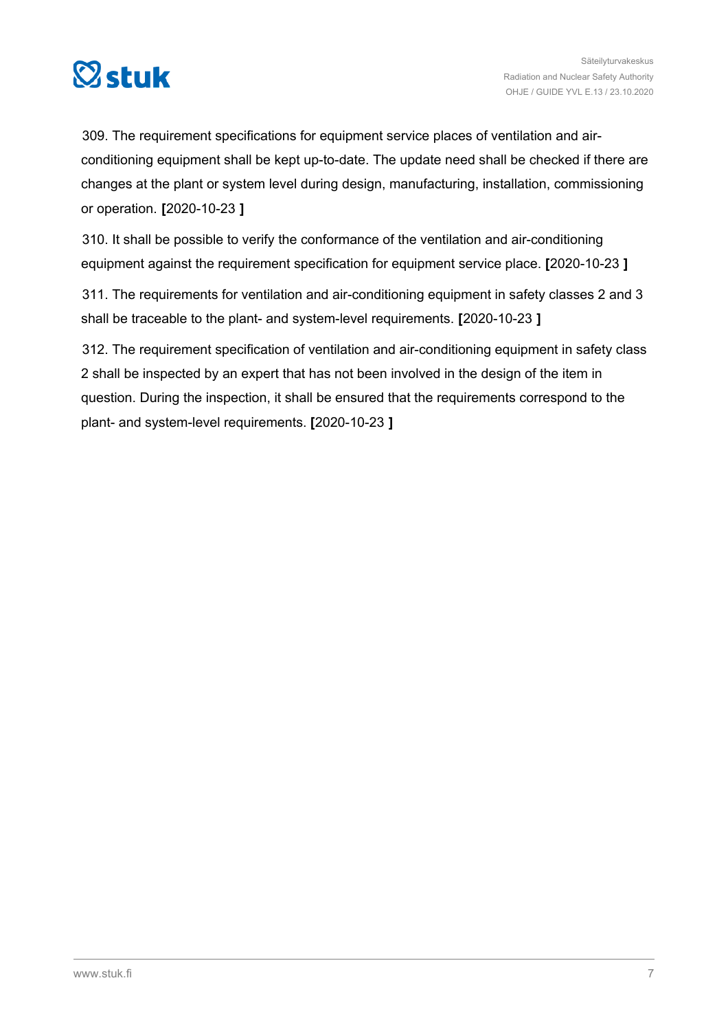309. The requirement specifications for equipment service places of ventilation and air-conditioning equipment shall be kept up-to-date. The update need shall be checked if there are changes at the plant or system level during design, manufacturing, installation, commissioning or operation. **[**2020-10-23 **]**

310. It shall be possible to verify the conformance of the ventilation and air-conditioning equipment against the requirement specification for equipment service place. **[**2020-10-23 **]**

311. The requirements for ventilation and air-conditioning equipment in safety classes 2 and 3 shall be traceable to the plant- and system-level requirements. **[**2020-10-23 **]**

312. The requirement specification of ventilation and air-conditioning equipment in safety class 2 shall be inspected by an expert that has not been involved in the design of the item in question. During the inspection, it shall be ensured that the requirements correspond to the plant- and system-level requirements. **[**2020-10-23 **]**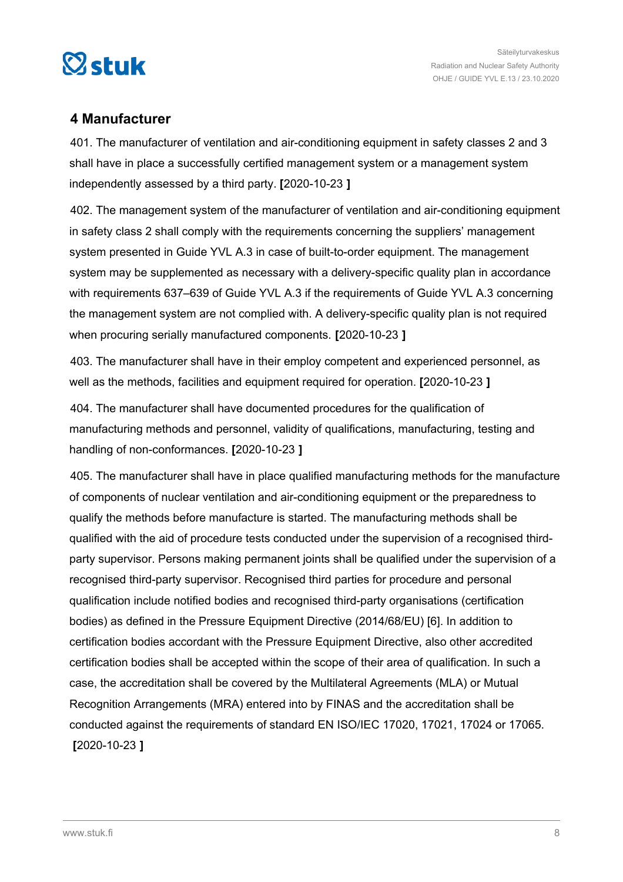## 4 Manufacturer

401. The manufacturer of ventilation and air-conditioning equipment in safety classes 2 and 3 shall have in place a successfully certified management system or a management system independently assessed by a third party. **[**2020-10-23 **]**

402. The management system of the manufacturer of ventilation and air-conditioning equipment in safety class 2 shall comply with the requirements concerning the suppliers' management system presented in Guide YVL A.3 in case of built-to-order equipment. The management system may be supplemented as necessary with a delivery-specific quality plan in accordance with requirements 637–639 of Guide YVL A.3 if the requirements of Guide YVL A.3 concerning the management system are not complied with. A delivery-specific quality plan is not required when procuring serially manufactured components. **[**2020-10-23 **]**

403. The manufacturer shall have in their employ competent and experienced personnel, as well as the methods, facilities and equipment required for operation. **[**2020-10-23 **]**

404. The manufacturer shall have documented procedures for the qualification of manufacturing methods and personnel, validity of qualifications, manufacturing, testing and handling of non-conformances. **[**2020-10-23 **]**

405. The manufacturer shall have in place qualified manufacturing methods for the manufacture of components of nuclear ventilation and air-conditioning equipment or the preparedness to qualify the methods before manufacture is started. The manufacturing methods shall be qualified with the aid of procedure tests conducted under the supervision of a recognised third-party supervisor. Persons making permanent joints shall be qualified under the supervision of a recognised third-party supervisor. Recognised third parties for procedure and personal qualification include notified bodies and recognised third-party organisations (certification bodies) as defined in the Pressure Equipment Directive (2014/68/EU) [6]. In addition to certification bodies accordant with the Pressure Equipment Directive, also other accredited certification bodies shall be accepted within the scope of their area of qualification. In such a case, the accreditation shall be covered by the Multilateral Agreements (MLA) or Mutual Recognition Arrangements (MRA) entered into by FINAS and the accreditation shall be conducted against the requirements of standard EN ISO/IEC 17020, 17021, 17024 or 17065. **[**2020-10-23 **]**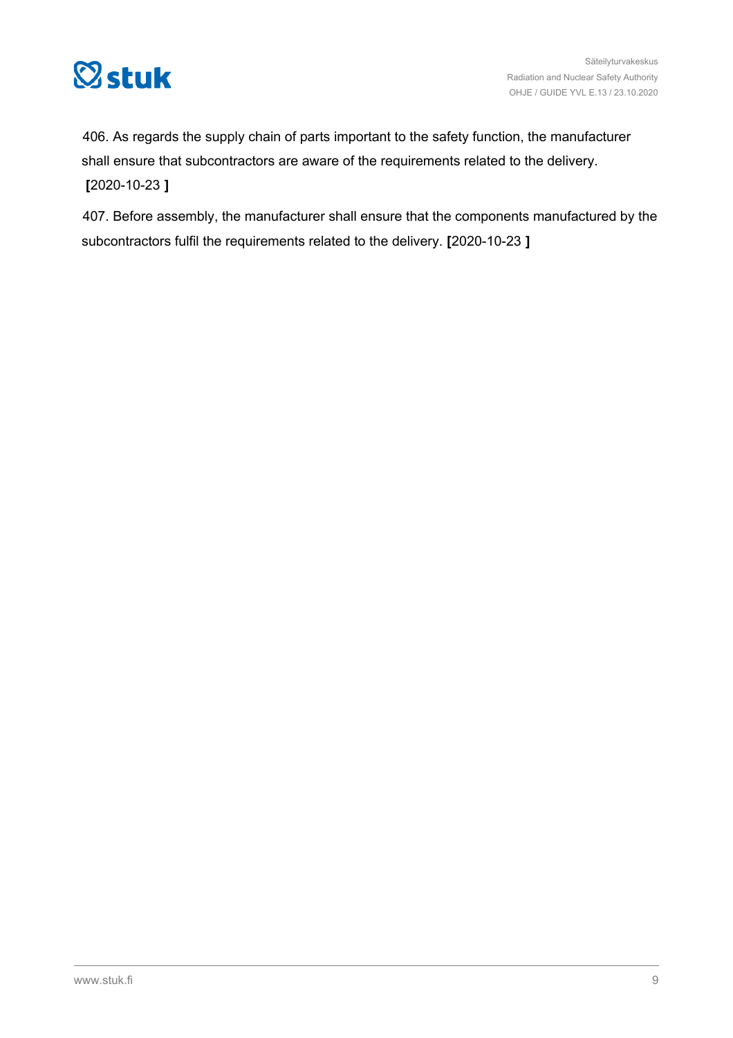406. As regards the supply chain of parts important to the safety function, the manufacturer shall ensure that subcontractors are aware of the requirements related to the delivery. **[**2020-10-23 **]**

407. Before assembly, the manufacturer shall ensure that the components manufactured by the subcontractors fulfil the requirements related to the delivery. **[**2020-10-23 **]**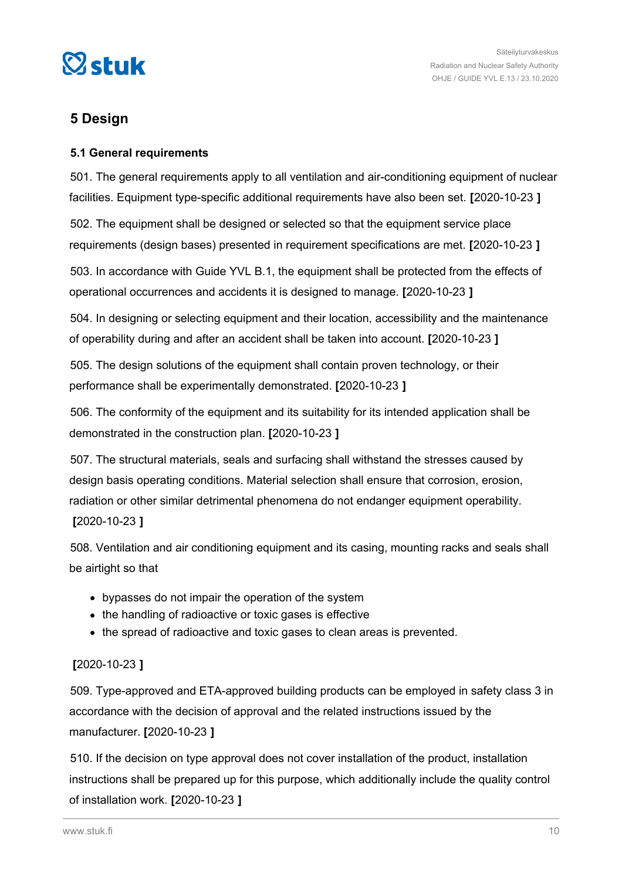# 5 Design

## 5.1 General requirements

501. The general requirements apply to all ventilation and air-conditioning equipment of nuclear facilities. Equipment type-specific additional requirements have also been set. **[**2020-10-23 **]**

502. The equipment shall be designed or selected so that the equipment service place requirements (design bases) presented in requirement specifications are met. **[**2020-10-23 **]**

503. In accordance with Guide YVL B.1, the equipment shall be protected from the effects of operational occurrences and accidents it is designed to manage. **[**2020-10-23 **]**

504. In designing or selecting equipment and their location, accessibility and the maintenance of operability during and after an accident shall be taken into account. **[**2020-10-23 **]**

505. The design solutions of the equipment shall contain proven technology, or their performance shall be experimentally demonstrated. **[**2020-10-23 **]**

506. The conformity of the equipment and its suitability for its intended application shall be demonstrated in the construction plan. **[**2020-10-23 **]**

507. The structural materials, seals and surfacing shall withstand the stresses caused by design basis operating conditions. Material selection shall ensure that corrosion, erosion, radiation or other similar detrimental phenomena do not endanger equipment operability. **[**2020-10-23 **]**

508. Ventilation and air conditioning equipment and its casing, mounting racks and seals shall be airtight so that

- bypasses do not impair the operation of the system
- the handling of radioactive or toxic gases is effective
- the spread of radioactive and toxic gases to clean areas is prevented.

**[**2020-10-23 **]**

509. Type-approved and ETA-approved building products can be employed in safety class 3 in accordance with the decision of approval and the related instructions issued by the manufacturer. **[**2020-10-23 **]**

510. If the decision on type approval does not cover installation of the product, installation instructions shall be prepared up for this purpose, which additionally include the quality control of installation work. **[**2020-10-23 **]**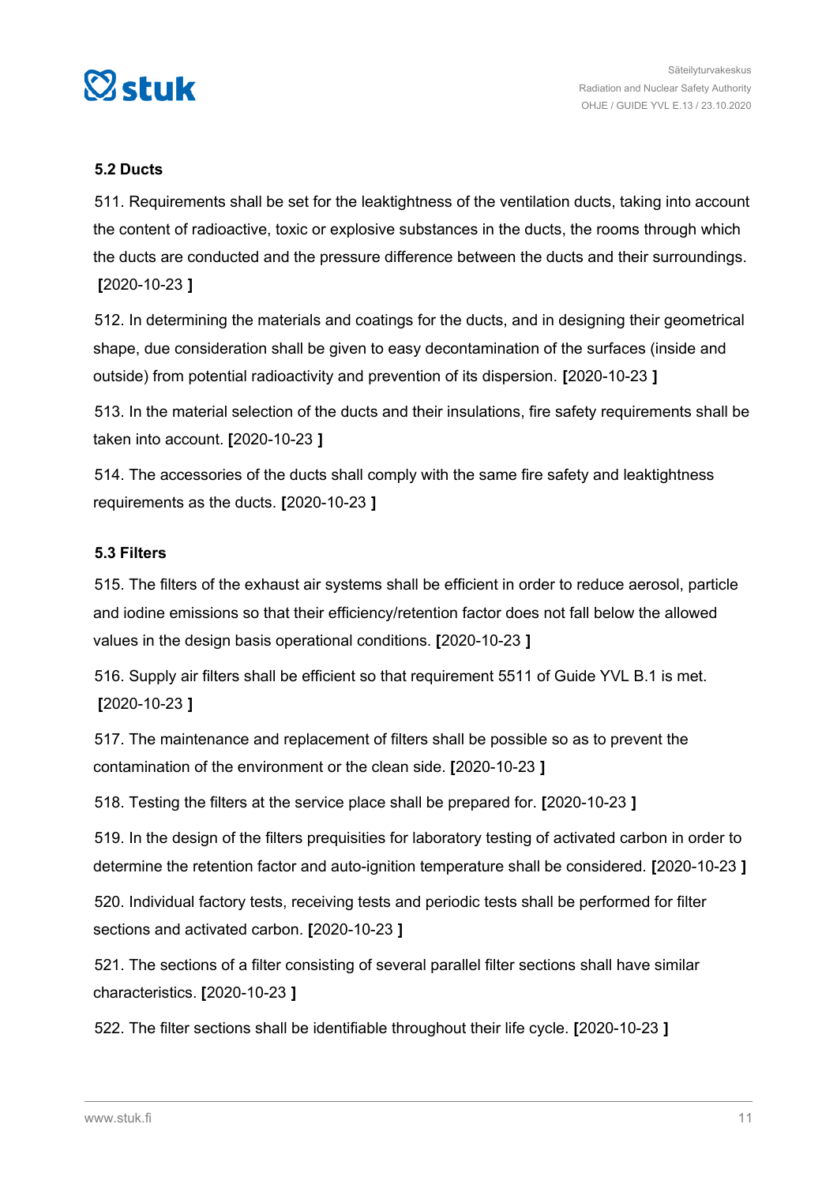### 5.2 Ducts

511. Requirements shall be set for the leaktightness of the ventilation ducts, taking into account the content of radioactive, toxic or explosive substances in the ducts, the rooms through which the ducts are conducted and the pressure difference between the ducts and their surroundings. **[**2020-10-23 **]**

512. In determining the materials and coatings for the ducts, and in designing their geometrical shape, due consideration shall be given to easy decontamination of the surfaces (inside and outside) from potential radioactivity and prevention of its dispersion. **[**2020-10-23 **]**

513. In the material selection of the ducts and their insulations, fire safety requirements shall be taken into account. **[**2020-10-23 **]**

514. The accessories of the ducts shall comply with the same fire safety and leaktightness requirements as the ducts. **[**2020-10-23 **]**

### 5.3 Filters

515. The filters of the exhaust air systems shall be efficient in order to reduce aerosol, particle and iodine emissions so that their efficiency/retention factor does not fall below the allowed values in the design basis operational conditions. **[**2020-10-23 **]**

516. Supply air filters shall be efficient so that requirement 5511 of Guide YVL B.1 is met. **[**2020-10-23 **]**

517. The maintenance and replacement of filters shall be possible so as to prevent the contamination of the environment or the clean side. **[**2020-10-23 **]**

518. Testing the filters at the service place shall be prepared for. **[**2020-10-23 **]**

519. In the design of the filters prequisities for laboratory testing of activated carbon in order to determine the retention factor and auto-ignition temperature shall be considered. **[**2020-10-23 **]**

520. Individual factory tests, receiving tests and periodic tests shall be performed for filter sections and activated carbon. **[**2020-10-23 **]**

521. The sections of a filter consisting of several parallel filter sections shall have similar characteristics. **[**2020-10-23 **]**

522. The filter sections shall be identifiable throughout their life cycle. **[**2020-10-23 **]**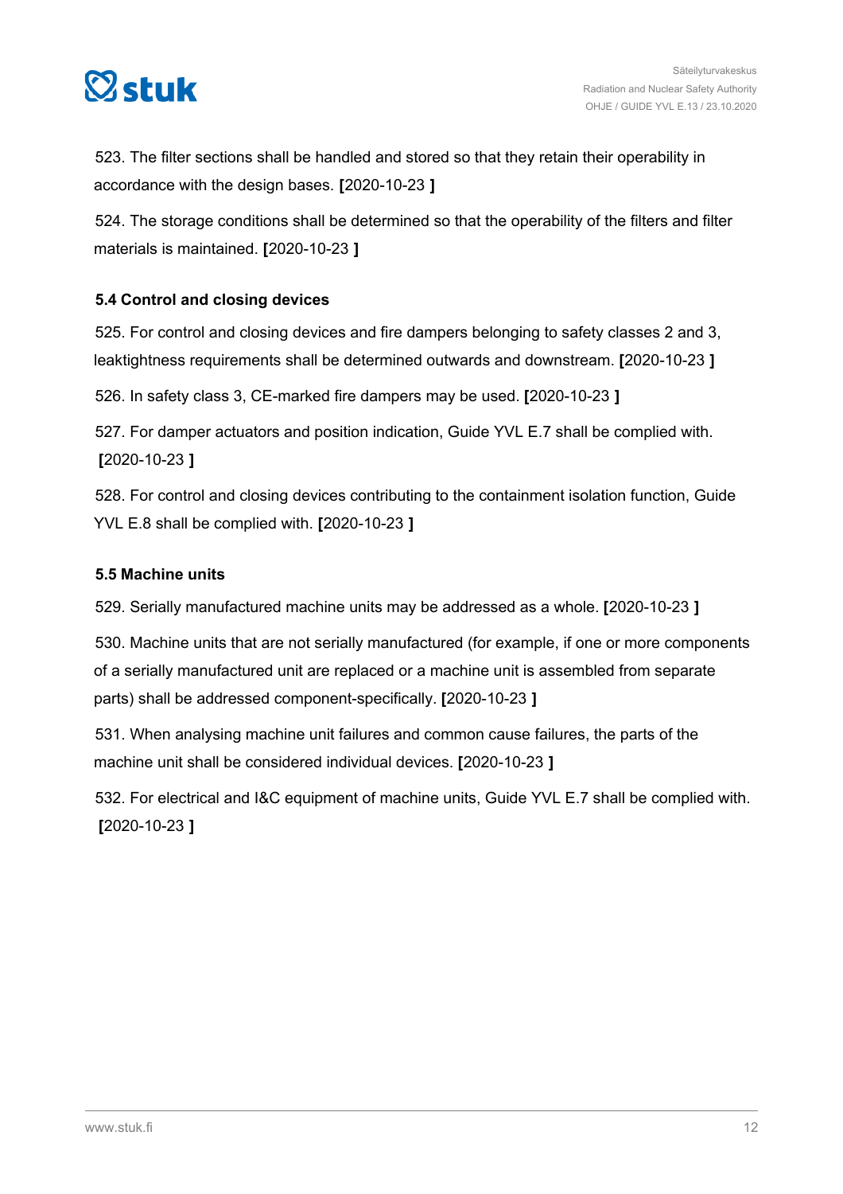523. The filter sections shall be handled and stored so that they retain their operability in accordance with the design bases. **[**2020-10-23 **]**

524. The storage conditions shall be determined so that the operability of the filters and filter materials is maintained. **[**2020-10-23 **]**

### 5.4 Control and closing devices

525. For control and closing devices and fire dampers belonging to safety classes 2 and 3, leaktightness requirements shall be determined outwards and downstream. **[**2020-10-23 **]**

526. In safety class 3, CE-marked fire dampers may be used. **[**2020-10-23 **]**

527. For damper actuators and position indication, Guide YVL E.7 shall be complied with. **[**2020-10-23 **]**

528. For control and closing devices contributing to the containment isolation function, Guide YVL E.8 shall be complied with. **[**2020-10-23 **]**

### 5.5 Machine units

529. Serially manufactured machine units may be addressed as a whole. **[**2020-10-23 **]**

530. Machine units that are not serially manufactured (for example, if one or more components of a serially manufactured unit are replaced or a machine unit is assembled from separate parts) shall be addressed component-specifically. **[**2020-10-23 **]**

531. When analysing machine unit failures and common cause failures, the parts of the machine unit shall be considered individual devices. **[**2020-10-23 **]**

532. For electrical and I&C equipment of machine units, Guide YVL E.7 shall be complied with. **[**2020-10-23 **]**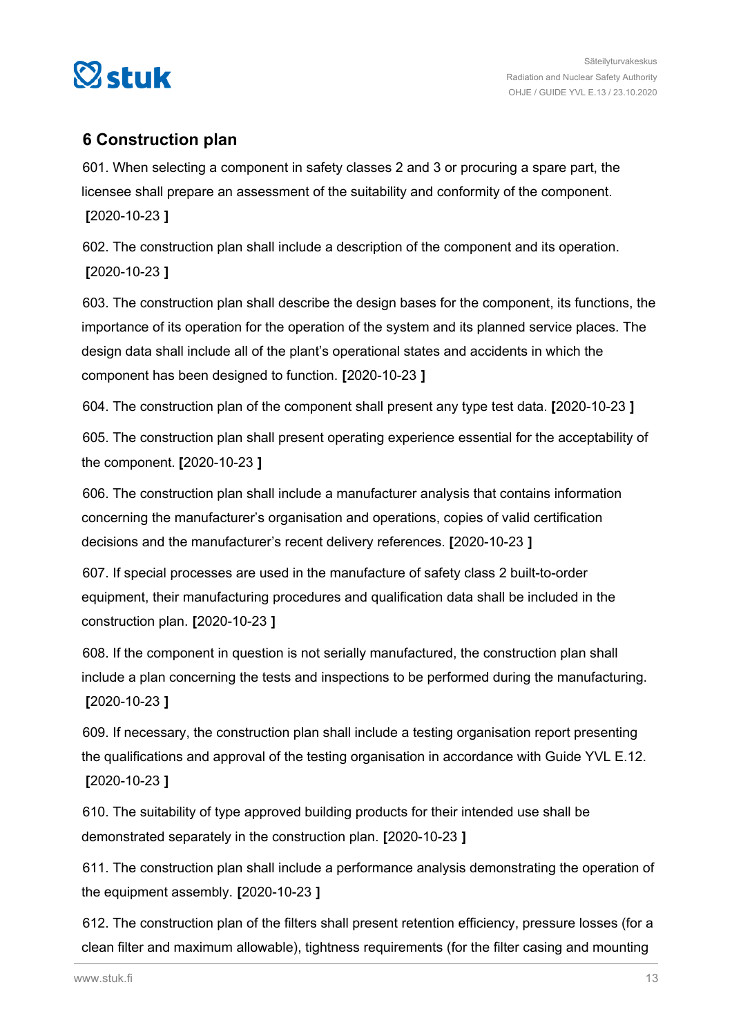## 6 Construction plan

601. When selecting a component in safety classes 2 and 3 or procuring a spare part, the licensee shall prepare an assessment of the suitability and conformity of the component. **[**2020-10-23 **]**

602. The construction plan shall include a description of the component and its operation. **[**2020-10-23 **]**

603. The construction plan shall describe the design bases for the component, its functions, the importance of its operation for the operation of the system and its planned service places. The design data shall include all of the plant's operational states and accidents in which the component has been designed to function. **[**2020-10-23 **]**

604. The construction plan of the component shall present any type test data. **[**2020-10-23 **]**

605. The construction plan shall present operating experience essential for the acceptability of the component. **[**2020-10-23 **]**

606. The construction plan shall include a manufacturer analysis that contains information concerning the manufacturer's organisation and operations, copies of valid certification decisions and the manufacturer's recent delivery references. **[**2020-10-23 **]**

607. If special processes are used in the manufacture of safety class 2 built-to-order equipment, their manufacturing procedures and qualification data shall be included in the construction plan. **[**2020-10-23 **]**

608. If the component in question is not serially manufactured, the construction plan shall include a plan concerning the tests and inspections to be performed during the manufacturing. **[**2020-10-23 **]**

609. If necessary, the construction plan shall include a testing organisation report presenting the qualifications and approval of the testing organisation in accordance with Guide YVL E.12. **[**2020-10-23 **]**

610. The suitability of type approved building products for their intended use shall be demonstrated separately in the construction plan. **[**2020-10-23 **]**

611. The construction plan shall include a performance analysis demonstrating the operation of the equipment assembly. **[**2020-10-23 **]**

612. The construction plan of the filters shall present retention efficiency, pressure losses (for a clean filter and maximum allowable), tightness requirements (for the filter casing and mounting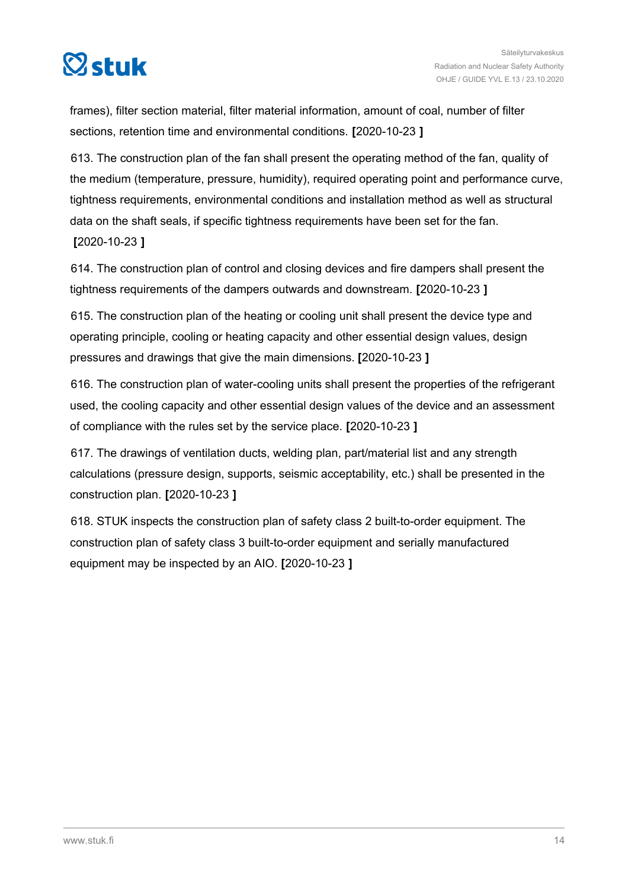frames), filter section material, filter material information, amount of coal, number of filter sections, retention time and environmental conditions. **[**2020-10-23 **]**

613. The construction plan of the fan shall present the operating method of the fan, quality of the medium (temperature, pressure, humidity), required operating point and performance curve, tightness requirements, environmental conditions and installation method as well as structural data on the shaft seals, if specific tightness requirements have been set for the fan. **[**2020-10-23 **]**

614. The construction plan of control and closing devices and fire dampers shall present the tightness requirements of the dampers outwards and downstream. **[**2020-10-23 **]**

615. The construction plan of the heating or cooling unit shall present the device type and operating principle, cooling or heating capacity and other essential design values, design pressures and drawings that give the main dimensions. **[**2020-10-23 **]**

616. The construction plan of water-cooling units shall present the properties of the refrigerant used, the cooling capacity and other essential design values of the device and an assessment of compliance with the rules set by the service place. **[**2020-10-23 **]**

617. The drawings of ventilation ducts, welding plan, part/material list and any strength calculations (pressure design, supports, seismic acceptability, etc.) shall be presented in the construction plan. **[**2020-10-23 **]**

618. STUK inspects the construction plan of safety class 2 built-to-order equipment. The construction plan of safety class 3 built-to-order equipment and serially manufactured equipment may be inspected by an AIO. **[**2020-10-23 **]**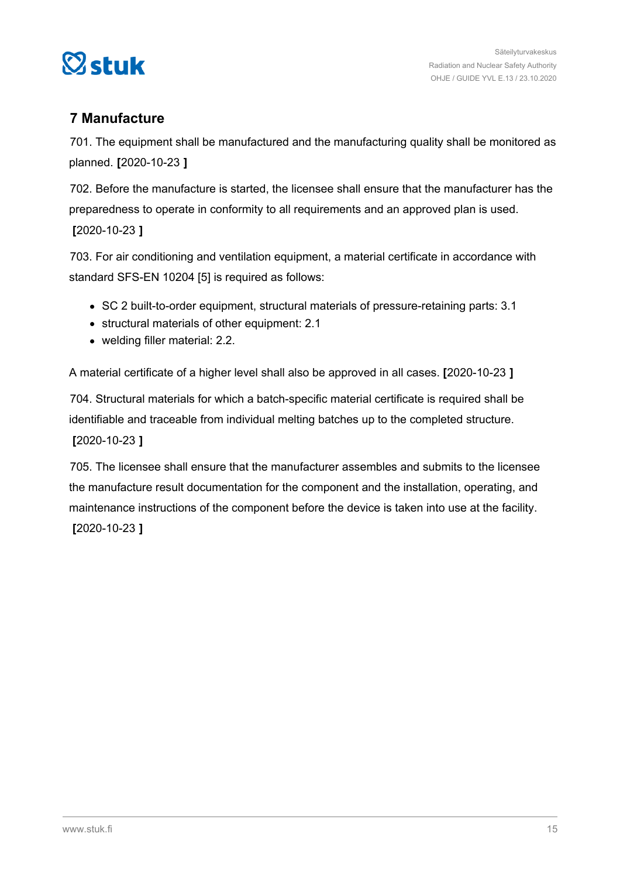## 7 Manufacture

701. The equipment shall be manufactured and the manufacturing quality shall be monitored as planned. **[**2020-10-23 **]**

702. Before the manufacture is started, the licensee shall ensure that the manufacturer has the preparedness to operate in conformity to all requirements and an approved plan is used. **[**2020-10-23 **]**

703. For air conditioning and ventilation equipment, a material certificate in accordance with standard SFS-EN 10204 [5] is required as follows:

- SC 2 built-to-order equipment, structural materials of pressure-retaining parts: 3.1
- structural materials of other equipment: 2.1
- welding filler material: 2.2.

A material certificate of a higher level shall also be approved in all cases. **[**2020-10-23 **]**

704. Structural materials for which a batch-specific material certificate is required shall be identifiable and traceable from individual melting batches up to the completed structure. **[**2020-10-23 **]**

705. The licensee shall ensure that the manufacturer assembles and submits to the licensee the manufacture result documentation for the component and the installation, operating, and maintenance instructions of the component before the device is taken into use at the facility. **[**2020-10-23 **]**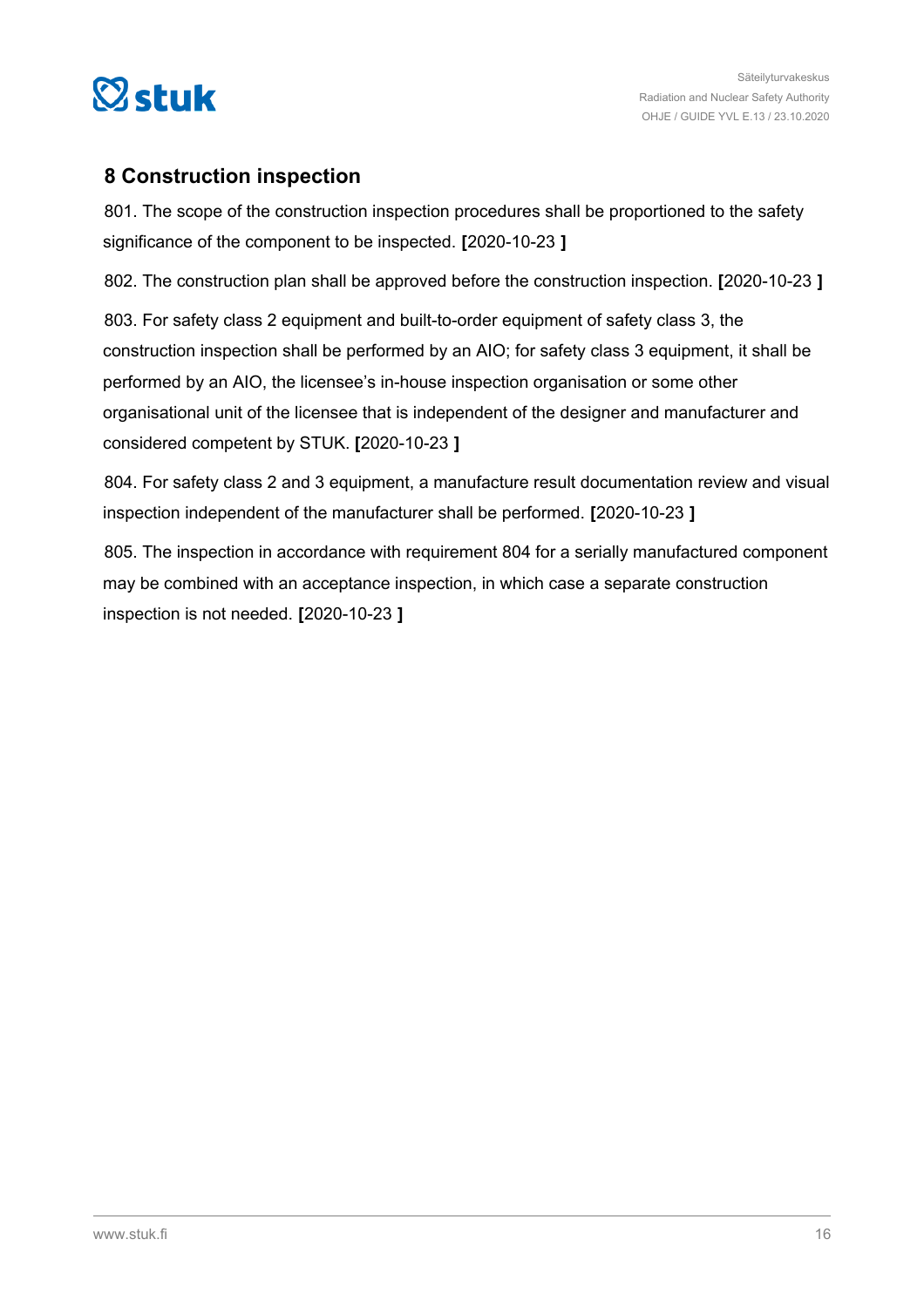## 8 Construction inspection

801. The scope of the construction inspection procedures shall be proportioned to the safety significance of the component to be inspected. **[**2020-10-23 **]**

802. The construction plan shall be approved before the construction inspection. **[**2020-10-23 **]**

803. For safety class 2 equipment and built-to-order equipment of safety class 3, the construction inspection shall be performed by an AIO; for safety class 3 equipment, it shall be performed by an AIO, the licensee's in-house inspection organisation or some other organisational unit of the licensee that is independent of the designer and manufacturer and considered competent by STUK. **[**2020-10-23 **]**

804. For safety class 2 and 3 equipment, a manufacture result documentation review and visual inspection independent of the manufacturer shall be performed. **[**2020-10-23 **]**

805. The inspection in accordance with requirement 804 for a serially manufactured component may be combined with an acceptance inspection, in which case a separate construction inspection is not needed. **[**2020-10-23 **]**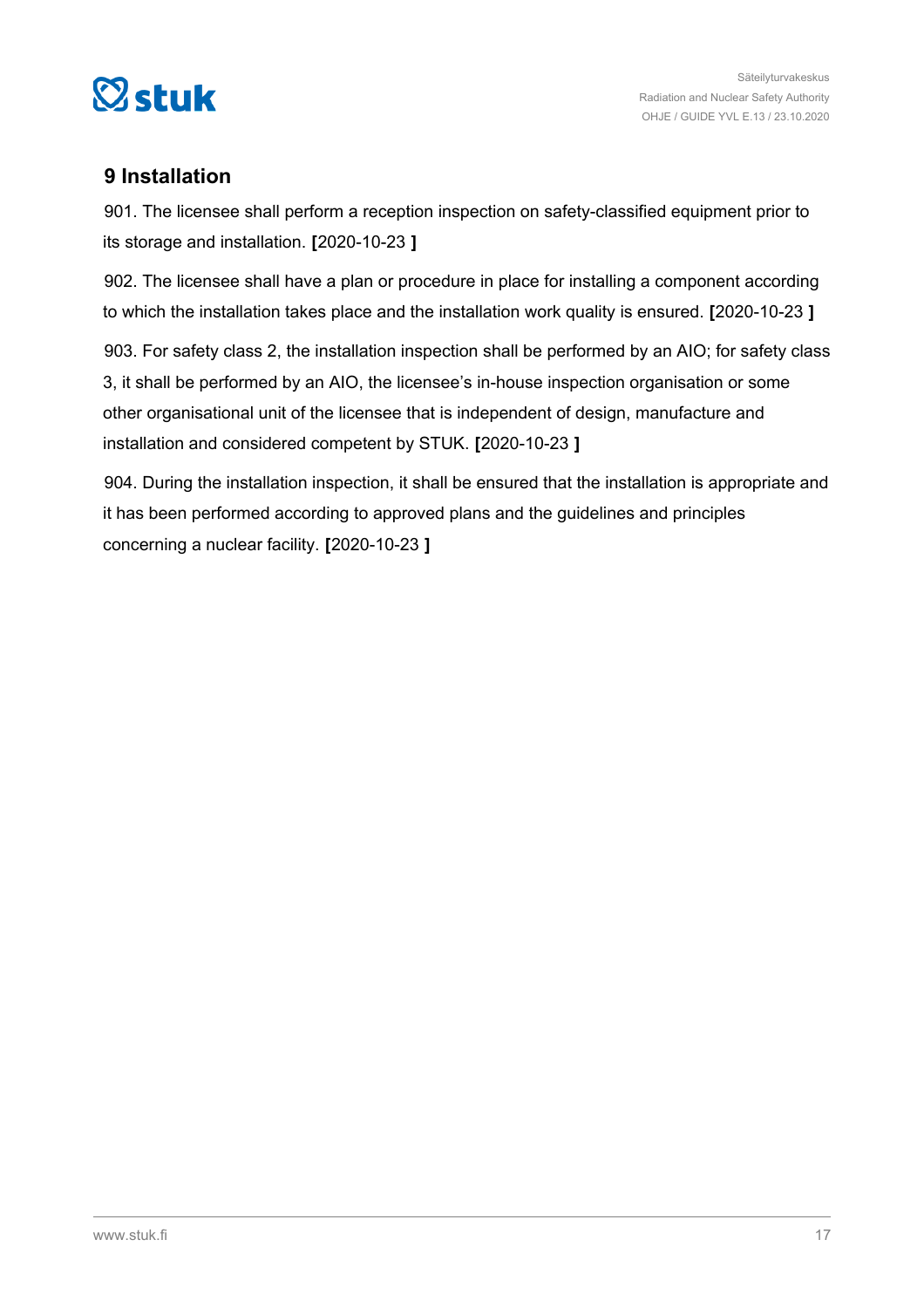## 9 Installation

901. The licensee shall perform a reception inspection on safety-classified equipment prior to its storage and installation. **[**2020-10-23 **]**

902. The licensee shall have a plan or procedure in place for installing a component according to which the installation takes place and the installation work quality is ensured. **[**2020-10-23 **]**

903. For safety class 2, the installation inspection shall be performed by an AIO; for safety class 3, it shall be performed by an AIO, the licensee's in-house inspection organisation or some other organisational unit of the licensee that is independent of design, manufacture and installation and considered competent by STUK. **[**2020-10-23 **]**

904. During the installation inspection, it shall be ensured that the installation is appropriate and it has been performed according to approved plans and the guidelines and principles concerning a nuclear facility. **[**2020-10-23 **]**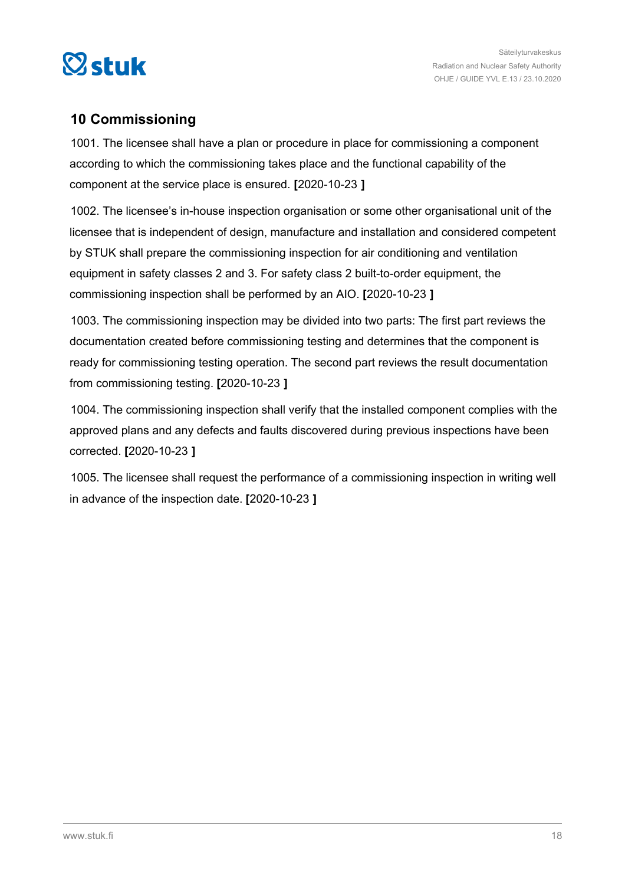## 10 Commissioning

1001. The licensee shall have a plan or procedure in place for commissioning a component according to which the commissioning takes place and the functional capability of the component at the service place is ensured. **[**2020-10-23 **]**

1002. The licensee's in-house inspection organisation or some other organisational unit of the licensee that is independent of design, manufacture and installation and considered competent by STUK shall prepare the commissioning inspection for air conditioning and ventilation equipment in safety classes 2 and 3. For safety class 2 built-to-order equipment, the commissioning inspection shall be performed by an AIO. **[**2020-10-23 **]**

1003. The commissioning inspection may be divided into two parts: The first part reviews the documentation created before commissioning testing and determines that the component is ready for commissioning testing operation. The second part reviews the result documentation from commissioning testing. **[**2020-10-23 **]**

1004. The commissioning inspection shall verify that the installed component complies with the approved plans and any defects and faults discovered during previous inspections have been corrected. **[**2020-10-23 **]**

1005. The licensee shall request the performance of a commissioning inspection in writing well in advance of the inspection date. **[**2020-10-23 **]**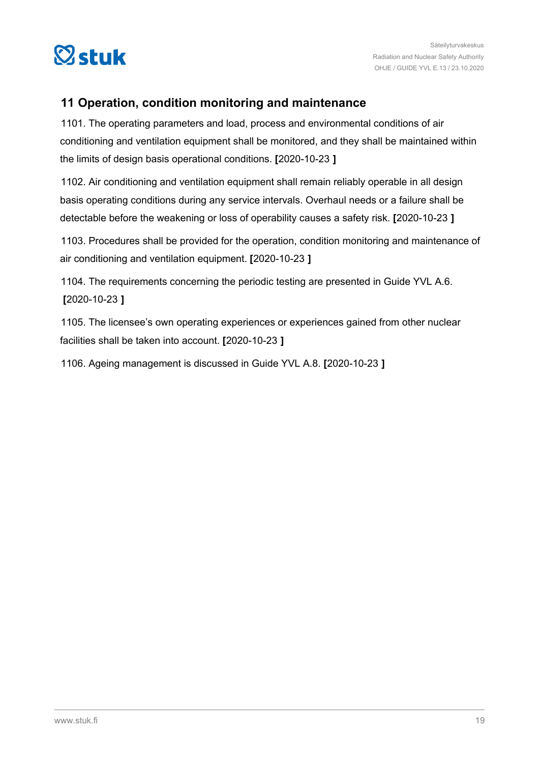## 11 Operation, condition monitoring and maintenance

1101. The operating parameters and load, process and environmental conditions of air conditioning and ventilation equipment shall be monitored, and they shall be maintained within the limits of design basis operational conditions. **[**2020-10-23 **]**

1102. Air conditioning and ventilation equipment shall remain reliably operable in all design basis operating conditions during any service intervals. Overhaul needs or a failure shall be detectable before the weakening or loss of operability causes a safety risk. **[**2020-10-23 **]**

1103. Procedures shall be provided for the operation, condition monitoring and maintenance of air conditioning and ventilation equipment. **[**2020-10-23 **]**

1104. The requirements concerning the periodic testing are presented in Guide YVL A.6. **[**2020-10-23 **]**

1105. The licensee's own operating experiences or experiences gained from other nuclear facilities shall be taken into account. **[**2020-10-23 **]**

1106. Ageing management is discussed in Guide YVL A.8. **[**2020-10-23 **]**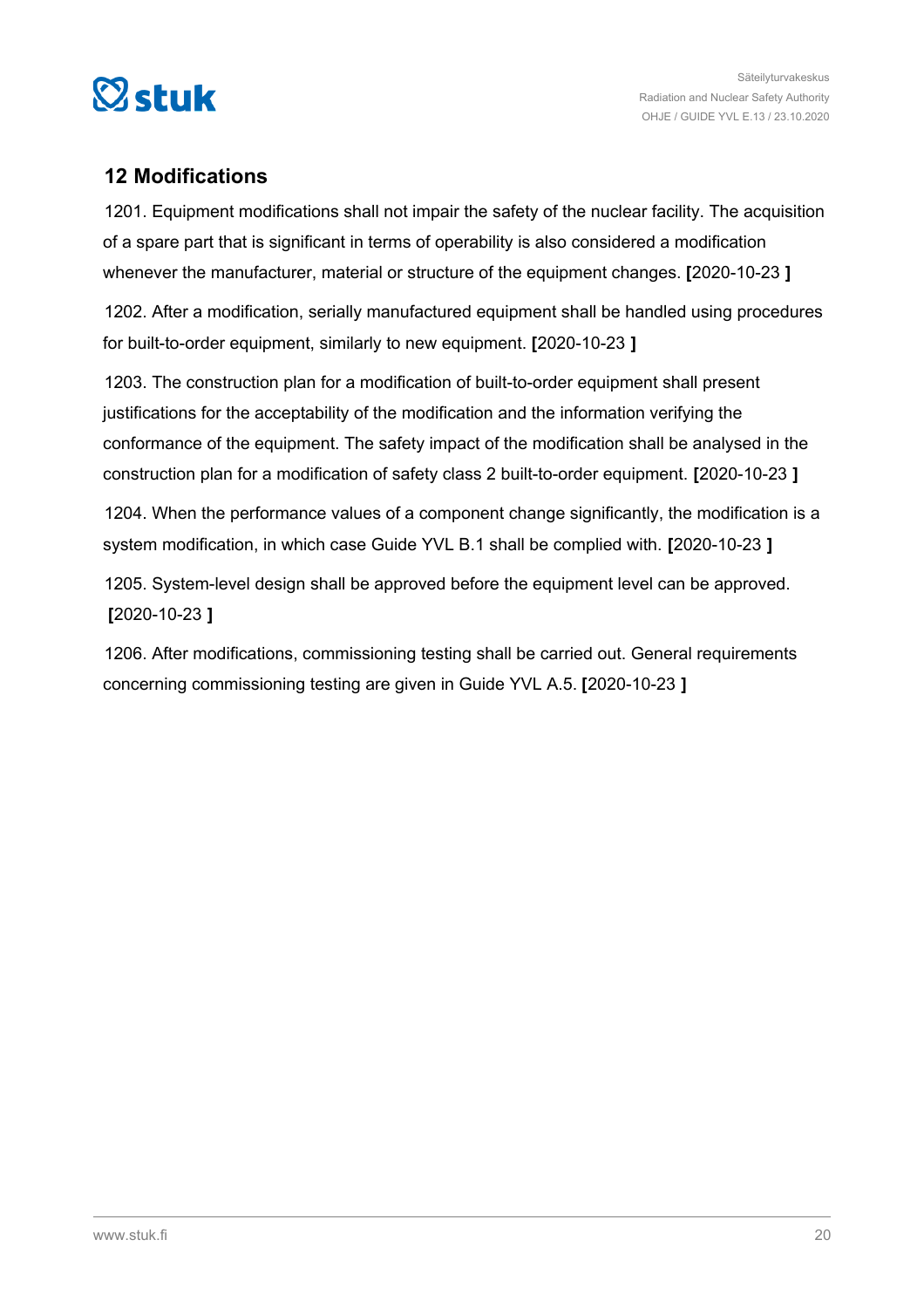## 12 Modifications

1201. Equipment modifications shall not impair the safety of the nuclear facility. The acquisition of a spare part that is significant in terms of operability is also considered a modification whenever the manufacturer, material or structure of the equipment changes. **[**2020-10-23 **]**

1202. After a modification, serially manufactured equipment shall be handled using procedures for built-to-order equipment, similarly to new equipment. **[**2020-10-23 **]**

1203. The construction plan for a modification of built-to-order equipment shall present justifications for the acceptability of the modification and the information verifying the conformance of the equipment. The safety impact of the modification shall be analysed in the construction plan for a modification of safety class 2 built-to-order equipment. **[**2020-10-23 **]**

1204. When the performance values of a component change significantly, the modification is a system modification, in which case Guide YVL B.1 shall be complied with. **[**2020-10-23 **]**

1205. System-level design shall be approved before the equipment level can be approved. **[**2020-10-23 **]**

1206. After modifications, commissioning testing shall be carried out. General requirements concerning commissioning testing are given in Guide YVL A.5. **[**2020-10-23 **]**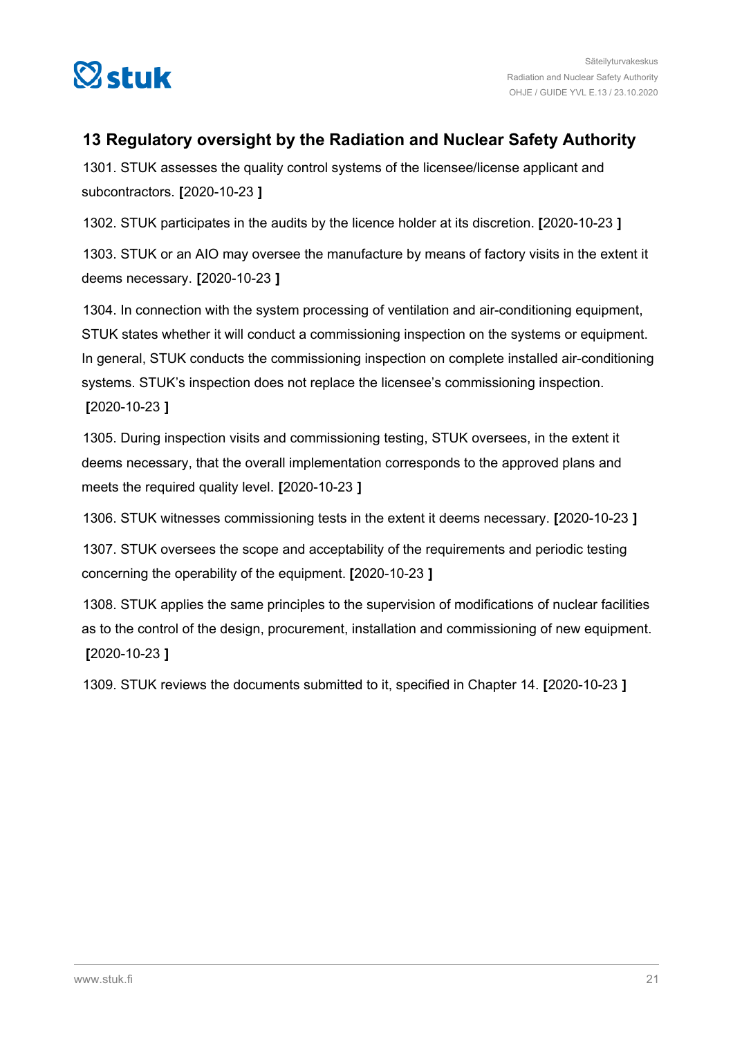## 13 Regulatory oversight by the Radiation and Nuclear Safety Authority

1301. STUK assesses the quality control systems of the licensee/license applicant and subcontractors. **[**2020-10-23 **]**

1302. STUK participates in the audits by the licence holder at its discretion. **[**2020-10-23 **]**

1303. STUK or an AIO may oversee the manufacture by means of factory visits in the extent it deems necessary. **[**2020-10-23 **]**

1304. In connection with the system processing of ventilation and air-conditioning equipment, STUK states whether it will conduct a commissioning inspection on the systems or equipment. In general, STUK conducts the commissioning inspection on complete installed air-conditioning systems. STUK's inspection does not replace the licensee's commissioning inspection. **[**2020-10-23 **]**

1305. During inspection visits and commissioning testing, STUK oversees, in the extent it deems necessary, that the overall implementation corresponds to the approved plans and meets the required quality level. **[**2020-10-23 **]**

1306. STUK witnesses commissioning tests in the extent it deems necessary. **[**2020-10-23 **]**

1307. STUK oversees the scope and acceptability of the requirements and periodic testing concerning the operability of the equipment. **[**2020-10-23 **]**

1308. STUK applies the same principles to the supervision of modifications of nuclear facilities as to the control of the design, procurement, installation and commissioning of new equipment. **[**2020-10-23 **]**

1309. STUK reviews the documents submitted to it, specified in Chapter 14. **[**2020-10-23 **]**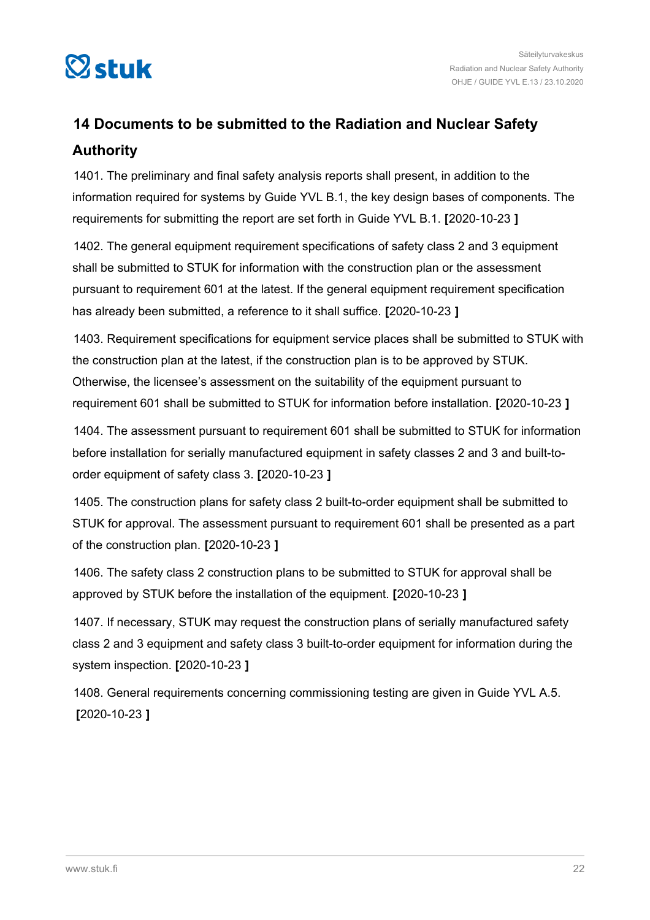## 14 Documents to be submitted to the Radiation and Nuclear Safety Authority

1401. The preliminary and final safety analysis reports shall present, in addition to the information required for systems by Guide YVL B.1, the key design bases of components. The requirements for submitting the report are set forth in Guide YVL B.1. **[**2020-10-23 **]**

1402. The general equipment requirement specifications of safety class 2 and 3 equipment shall be submitted to STUK for information with the construction plan or the assessment pursuant to requirement 601 at the latest. If the general equipment requirement specification has already been submitted, a reference to it shall suffice. **[**2020-10-23 **]**

1403. Requirement specifications for equipment service places shall be submitted to STUK with the construction plan at the latest, if the construction plan is to be approved by STUK. Otherwise, the licensee's assessment on the suitability of the equipment pursuant to requirement 601 shall be submitted to STUK for information before installation. **[**2020-10-23 **]**

1404. The assessment pursuant to requirement 601 shall be submitted to STUK for information before installation for serially manufactured equipment in safety classes 2 and 3 and built-to-order equipment of safety class 3. **[**2020-10-23 **]**

1405. The construction plans for safety class 2 built-to-order equipment shall be submitted to STUK for approval. The assessment pursuant to requirement 601 shall be presented as a part of the construction plan. **[**2020-10-23 **]**

1406. The safety class 2 construction plans to be submitted to STUK for approval shall be approved by STUK before the installation of the equipment. **[**2020-10-23 **]**

1407. If necessary, STUK may request the construction plans of serially manufactured safety class 2 and 3 equipment and safety class 3 built-to-order equipment for information during the system inspection. **[**2020-10-23 **]**

1408. General requirements concerning commissioning testing are given in Guide YVL A.5. **[**2020-10-23 **]**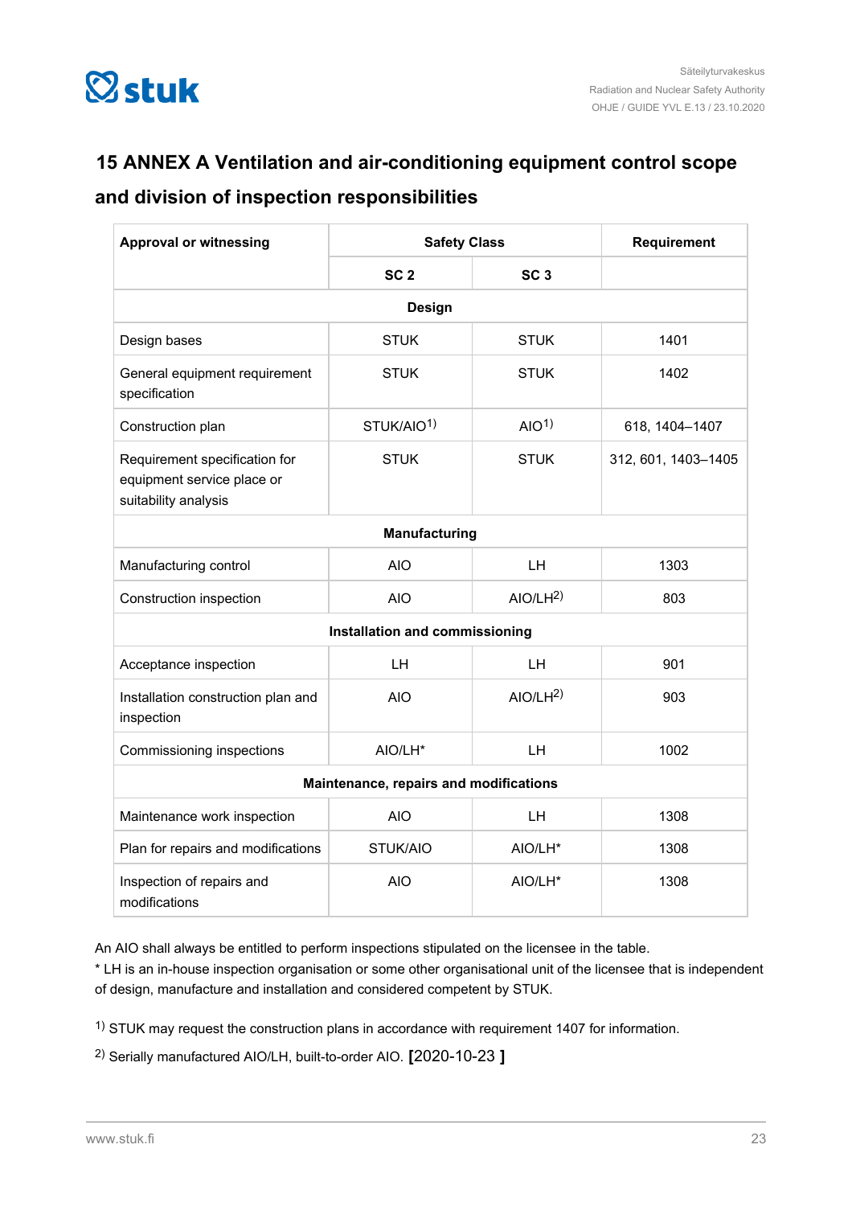# 15 ANNEX A Ventilation and air-conditioning equipment control scope and division of inspection responsibilities

| Approval or witnessing | Safety Class | | Requirement |
|---|---|---|---|
| | SC 2 | SC 3 | |
| **Design** | | | |
| Design bases | STUK | STUK | 1401 |
| General equipment requirement specification | STUK | STUK | 1402 |
| Construction plan | STUK/AIO[1)] | AIO[1)] | 618, 1404–1407 |
| Requirement specification for equipment service place or suitability analysis | STUK | STUK | 312, 601, 1403–1405 |
| **Manufacturing** | | | |
| Manufacturing control | AIO | LH | 1303 |
| Construction inspection | AIO | AIO/LH[2)] | 803 |
| **Installation and commissioning** | | | |
| Acceptance inspection | LH | LH | 901 |
| Installation construction plan and inspection | AIO | AIO/LH[2)] | 903 |
| Commissioning inspections | AIO/LH* | LH | 1002 |
| **Maintenance, repairs and modifications** | | | |
| Maintenance work inspection | AIO | LH | 1308 |
| Plan for repairs and modifications | STUK/AIO | AIO/LH* | 1308 |
| Inspection of repairs and modifications | AIO | AIO/LH* | 1308 |

An AIO shall always be entitled to perform inspections stipulated on the licensee in the table.
* LH is an in-house inspection organisation or some other organisational unit of the licensee that is independent of design, manufacture and installation and considered competent by STUK.

1) STUK may request the construction plans in accordance with requirement 1407 for information.

2) Serially manufactured AIO/LH, built-to-order AIO. [2020-10-23 ]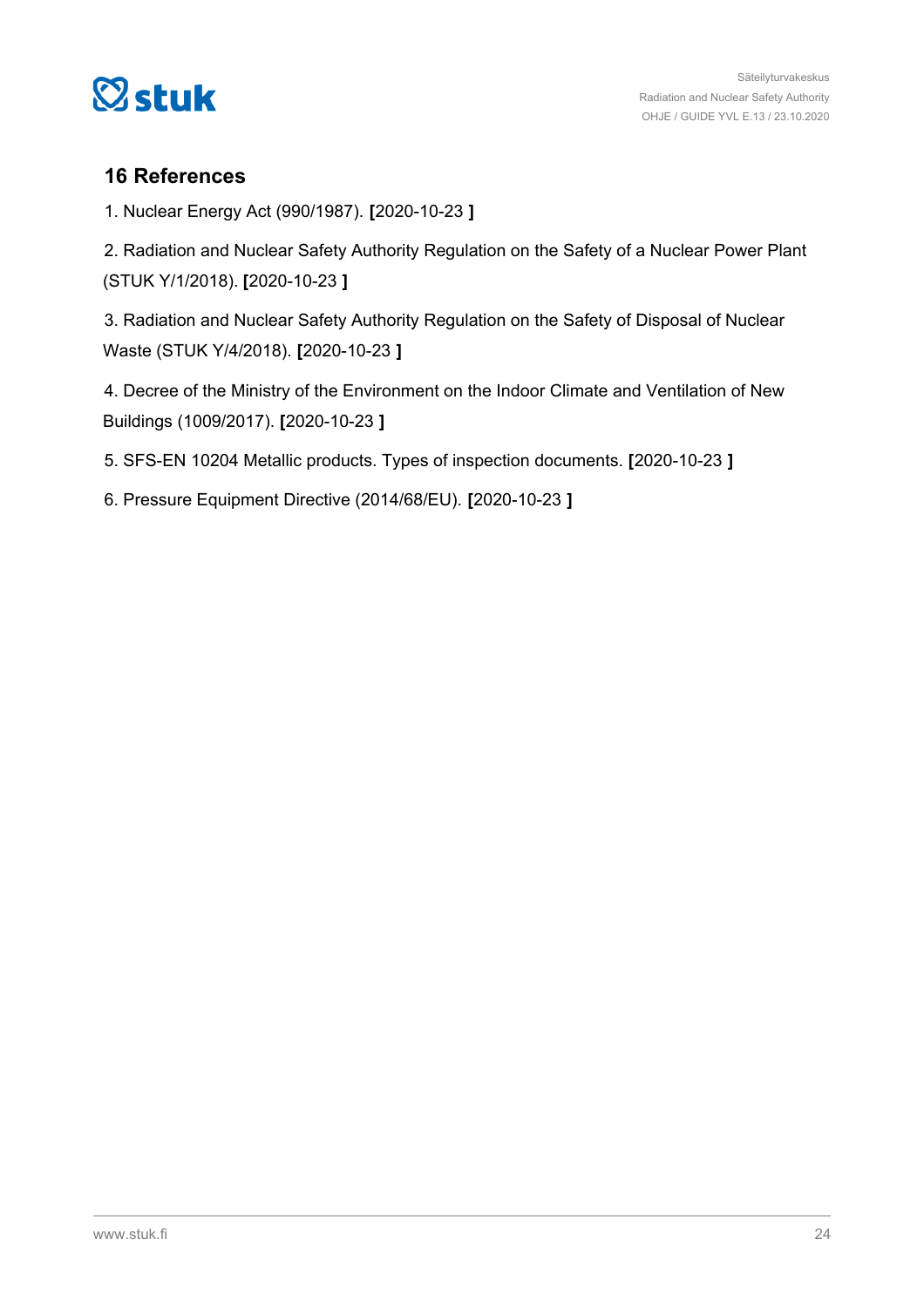## 16 References

1. Nuclear Energy Act (990/1987). **[**2020-10-23 **]**

2. Radiation and Nuclear Safety Authority Regulation on the Safety of a Nuclear Power Plant (STUK Y/1/2018). **[**2020-10-23 **]**

3. Radiation and Nuclear Safety Authority Regulation on the Safety of Disposal of Nuclear Waste (STUK Y/4/2018). **[**2020-10-23 **]**

4. Decree of the Ministry of the Environment on the Indoor Climate and Ventilation of New Buildings (1009/2017). **[**2020-10-23 **]**

5. SFS-EN 10204 Metallic products. Types of inspection documents. **[**2020-10-23 **]**

6. Pressure Equipment Directive (2014/68/EU). **[**2020-10-23 **]**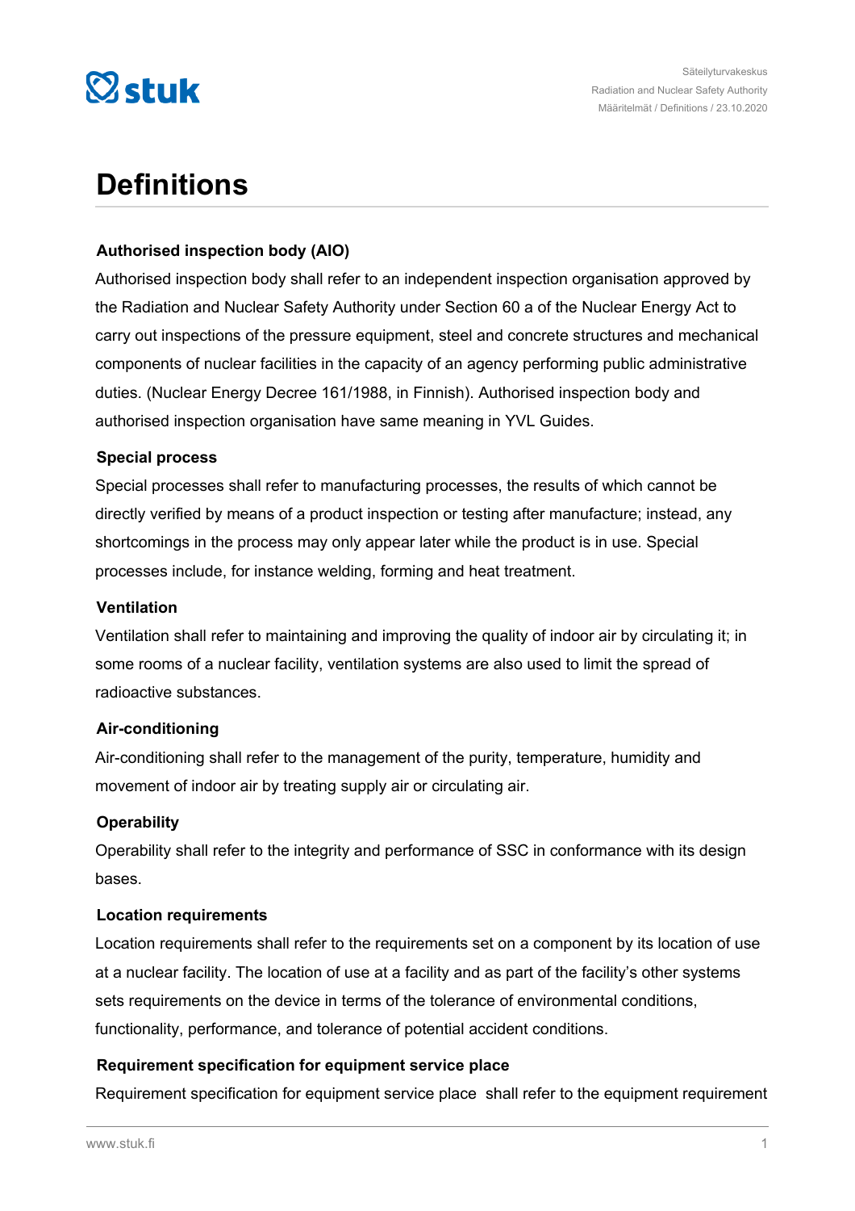# Definitions

### Authorised inspection body (AIO)

Authorised inspection body shall refer to an independent inspection organisation approved by the Radiation and Nuclear Safety Authority under Section 60 a of the Nuclear Energy Act to carry out inspections of the pressure equipment, steel and concrete structures and mechanical components of nuclear facilities in the capacity of an agency performing public administrative duties. (Nuclear Energy Decree 161/1988, in Finnish). Authorised inspection body and authorised inspection organisation have same meaning in YVL Guides.

### Special process

Special processes shall refer to manufacturing processes, the results of which cannot be directly verified by means of a product inspection or testing after manufacture; instead, any shortcomings in the process may only appear later while the product is in use. Special processes include, for instance welding, forming and heat treatment.

### Ventilation

Ventilation shall refer to maintaining and improving the quality of indoor air by circulating it; in some rooms of a nuclear facility, ventilation systems are also used to limit the spread of radioactive substances.

### Air-conditioning

Air-conditioning shall refer to the management of the purity, temperature, humidity and movement of indoor air by treating supply air or circulating air.

### Operability

Operability shall refer to the integrity and performance of SSC in conformance with its design bases.

### Location requirements

Location requirements shall refer to the requirements set on a component by its location of use at a nuclear facility. The location of use at a facility and as part of the facility's other systems sets requirements on the device in terms of the tolerance of environmental conditions, functionality, performance, and tolerance of potential accident conditions.

### Requirement specification for equipment service place

Requirement specification for equipment service place shall refer to the equipment requirement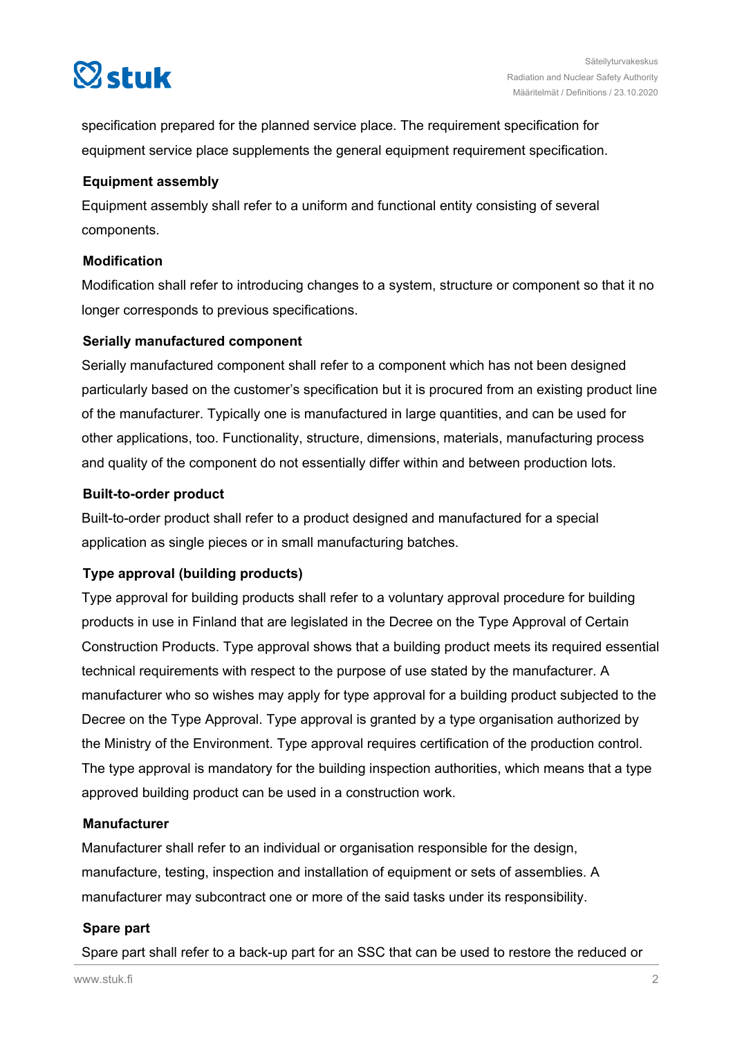specification prepared for the planned service place. The requirement specification for equipment service place supplements the general equipment requirement specification.

### Equipment assembly

Equipment assembly shall refer to a uniform and functional entity consisting of several components.

### Modification

Modification shall refer to introducing changes to a system, structure or component so that it no longer corresponds to previous specifications.

### Serially manufactured component

Serially manufactured component shall refer to a component which has not been designed particularly based on the customer's specification but it is procured from an existing product line of the manufacturer. Typically one is manufactured in large quantities, and can be used for other applications, too. Functionality, structure, dimensions, materials, manufacturing process and quality of the component do not essentially differ within and between production lots.

### Built-to-order product

Built-to-order product shall refer to a product designed and manufactured for a special application as single pieces or in small manufacturing batches.

### Type approval (building products)

Type approval for building products shall refer to a voluntary approval procedure for building products in use in Finland that are legislated in the Decree on the Type Approval of Certain Construction Products. Type approval shows that a building product meets its required essential technical requirements with respect to the purpose of use stated by the manufacturer. A manufacturer who so wishes may apply for type approval for a building product subjected to the Decree on the Type Approval. Type approval is granted by a type organisation authorized by the Ministry of the Environment. Type approval requires certification of the production control. The type approval is mandatory for the building inspection authorities, which means that a type approved building product can be used in a construction work.

### Manufacturer

Manufacturer shall refer to an individual or organisation responsible for the design, manufacture, testing, inspection and installation of equipment or sets of assemblies. A manufacturer may subcontract one or more of the said tasks under its responsibility.

### Spare part

Spare part shall refer to a back-up part for an SSC that can be used to restore the reduced or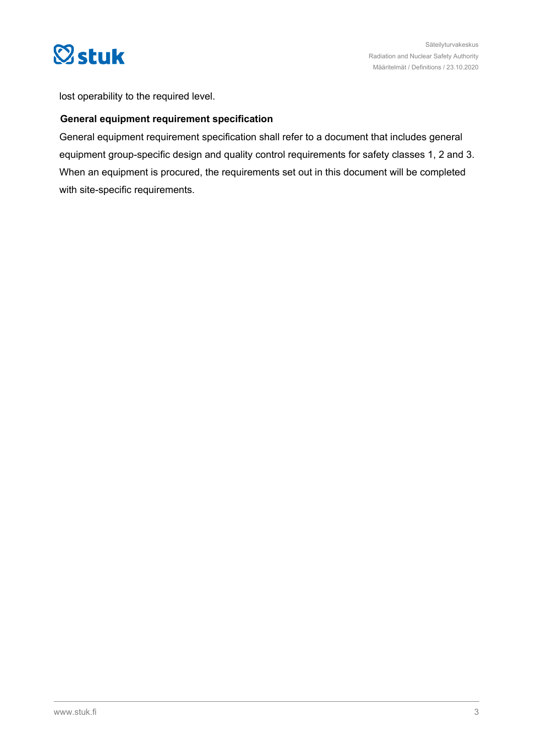lost operability to the required level.

**General equipment requirement specification**

General equipment requirement specification shall refer to a document that includes general equipment group-specific design and quality control requirements for safety classes 1, 2 and 3. When an equipment is procured, the requirements set out in this document will be completed with site-specific requirements.